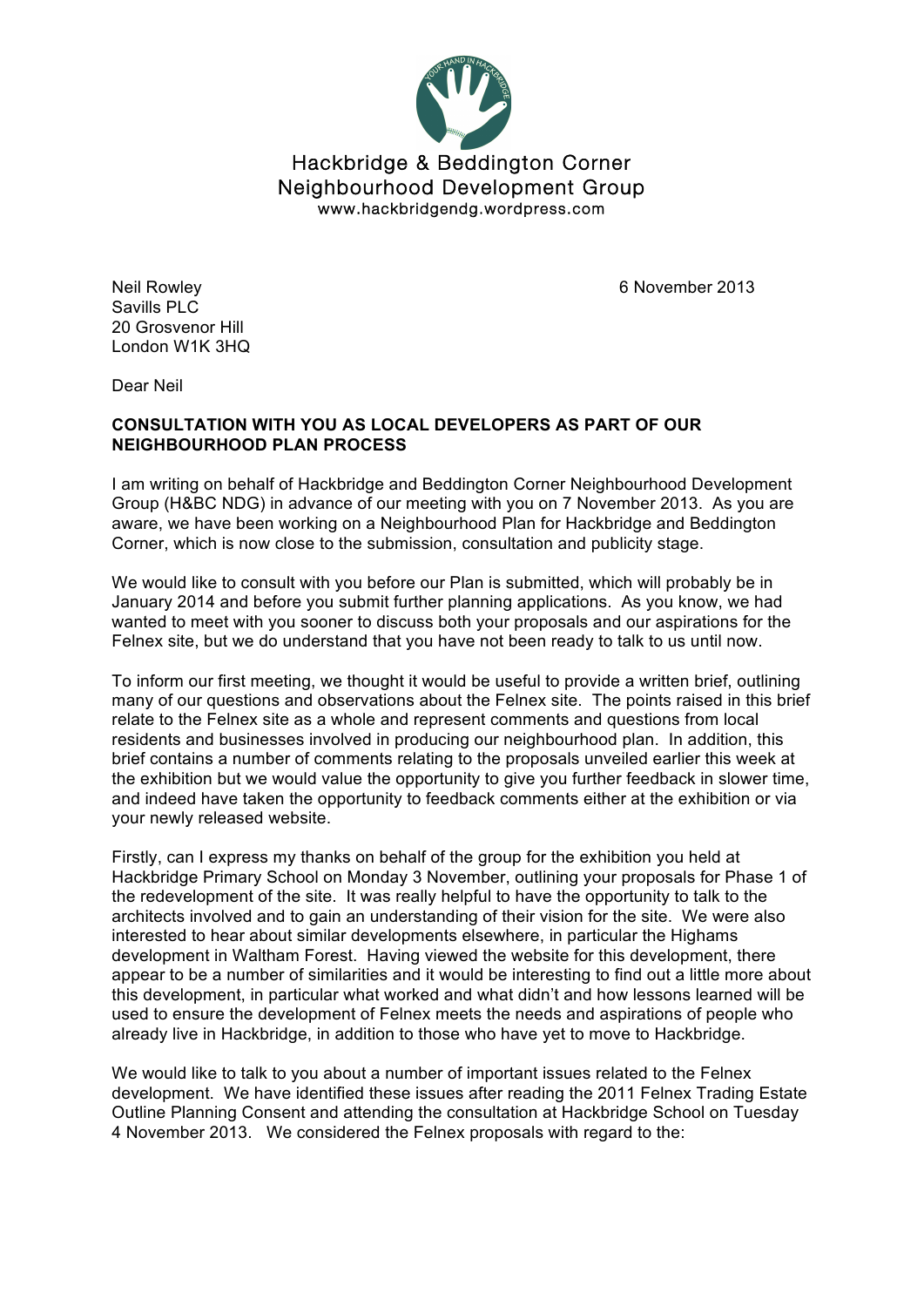Hackbridge & Beddington Corner
Neighbourhood Development Group
www.hackbridgendg.wordpress.com

Neil Rowley
Savills PLC
20 Grosvenor Hill
London W1K 3HQ

6 November 2013

Dear Neil

**CONSULTATION WITH YOU AS LOCAL DEVELOPERS AS PART OF OUR NEIGHBOURHOOD PLAN PROCESS**

I am writing on behalf of Hackbridge and Beddington Corner Neighbourhood Development Group (H&BC NDG) in advance of our meeting with you on 7 November 2013. As you are aware, we have been working on a Neighbourhood Plan for Hackbridge and Beddington Corner, which is now close to the submission, consultation and publicity stage.

We would like to consult with you before our Plan is submitted, which will probably be in January 2014 and before you submit further planning applications. As you know, we had wanted to meet with you sooner to discuss both your proposals and our aspirations for the Felnex site, but we do understand that you have not been ready to talk to us until now.

To inform our first meeting, we thought it would be useful to provide a written brief, outlining many of our questions and observations about the Felnex site. The points raised in this brief relate to the Felnex site as a whole and represent comments and questions from local residents and businesses involved in producing our neighbourhood plan. In addition, this brief contains a number of comments relating to the proposals unveiled earlier this week at the exhibition but we would value the opportunity to give you further feedback in slower time, and indeed have taken the opportunity to feedback comments either at the exhibition or via your newly released website.

Firstly, can I express my thanks on behalf of the group for the exhibition you held at Hackbridge Primary School on Monday 3 November, outlining your proposals for Phase 1 of the redevelopment of the site. It was really helpful to have the opportunity to talk to the architects involved and to gain an understanding of their vision for the site. We were also interested to hear about similar developments elsewhere, in particular the Highams development in Waltham Forest. Having viewed the website for this development, there appear to be a number of similarities and it would be interesting to find out a little more about this development, in particular what worked and what didn't and how lessons learned will be used to ensure the development of Felnex meets the needs and aspirations of people who already live in Hackbridge, in addition to those who have yet to move to Hackbridge.

We would like to talk to you about a number of important issues related to the Felnex development. We have identified these issues after reading the 2011 Felnex Trading Estate Outline Planning Consent and attending the consultation at Hackbridge School on Tuesday 4 November 2013. We considered the Felnex proposals with regard to the: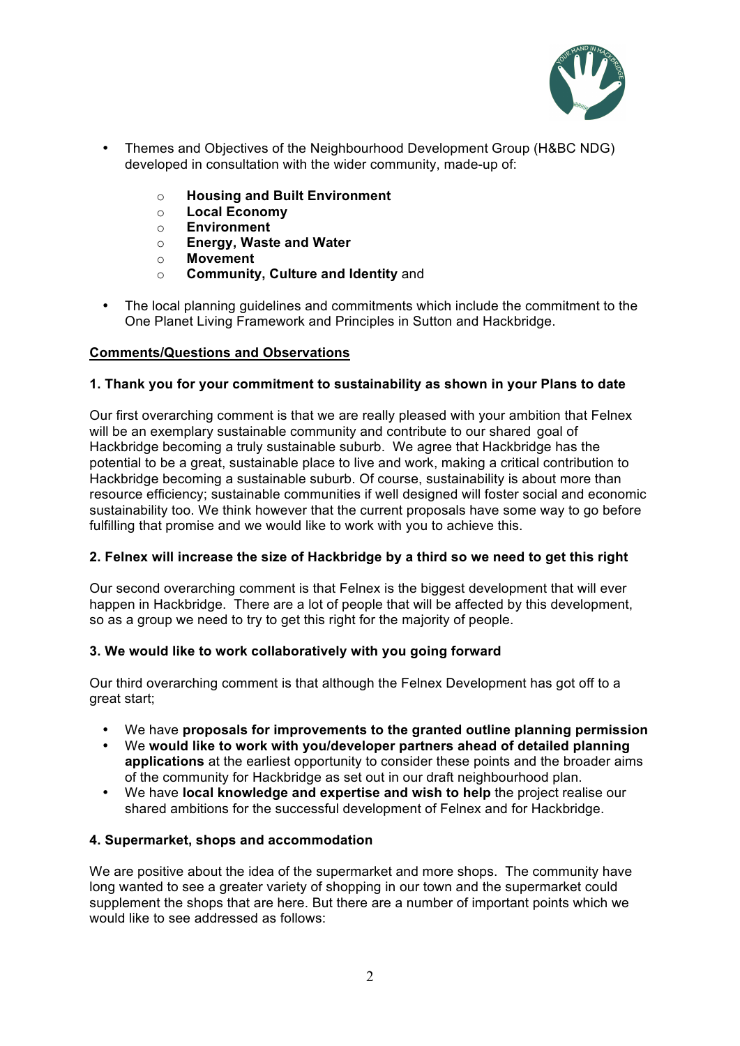- Themes and Objectives of the Neighbourhood Development Group (H&BC NDG) developed in consultation with the wider community, made-up of:
    - **Housing and Built Environment**
    - **Local Economy**
    - **Environment**
    - **Energy, Waste and Water**
    - **Movement**
    - **Community, Culture and Identity** and
- The local planning guidelines and commitments which include the commitment to the One Planet Living Framework and Principles in Sutton and Hackbridge.

**Comments/Questions and Observations**

**1. Thank you for your commitment to sustainability as shown in your Plans to date**

Our first overarching comment is that we are really pleased with your ambition that Felnex will be an exemplary sustainable community and contribute to our shared goal of Hackbridge becoming a truly sustainable suburb. We agree that Hackbridge has the potential to be a great, sustainable place to live and work, making a critical contribution to Hackbridge becoming a sustainable suburb. Of course, sustainability is about more than resource efficiency; sustainable communities if well designed will foster social and economic sustainability too. We think however that the current proposals have some way to go before fulfilling that promise and we would like to work with you to achieve this.

**2. Felnex will increase the size of Hackbridge by a third so we need to get this right**

Our second overarching comment is that Felnex is the biggest development that will ever happen in Hackbridge. There are a lot of people that will be affected by this development, so as a group we need to try to get this right for the majority of people.

**3. We would like to work collaboratively with you going forward**

Our third overarching comment is that although the Felnex Development has got off to a great start;

- We have **proposals for improvements to the granted outline planning permission**
- We **would like to work with you/developer partners ahead of detailed planning applications** at the earliest opportunity to consider these points and the broader aims of the community for Hackbridge as set out in our draft neighbourhood plan.
- We have **local knowledge and expertise and wish to help** the project realise our shared ambitions for the successful development of Felnex and for Hackbridge.

**4. Supermarket, shops and accommodation**

We are positive about the idea of the supermarket and more shops. The community have long wanted to see a greater variety of shopping in our town and the supermarket could supplement the shops that are here. But there are a number of important points which we would like to see addressed as follows: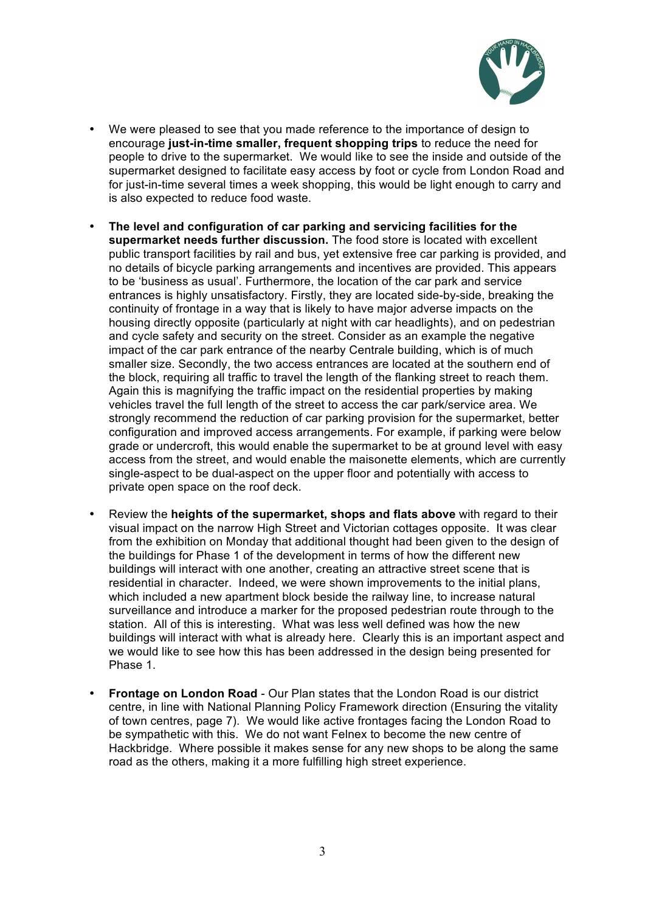- We were pleased to see that you made reference to the importance of design to encourage **just-in-time smaller, frequent shopping trips** to reduce the need for people to drive to the supermarket. We would like to see the inside and outside of the supermarket designed to facilitate easy access by foot or cycle from London Road and for just-in-time several times a week shopping, this would be light enough to carry and is also expected to reduce food waste.

- **The level and configuration of car parking and servicing facilities for the supermarket needs further discussion.** The food store is located with excellent public transport facilities by rail and bus, yet extensive free car parking is provided, and no details of bicycle parking arrangements and incentives are provided. This appears to be 'business as usual'. Furthermore, the location of the car park and service entrances is highly unsatisfactory. Firstly, they are located side-by-side, breaking the continuity of frontage in a way that is likely to have major adverse impacts on the housing directly opposite (particularly at night with car headlights), and on pedestrian and cycle safety and security on the street. Consider as an example the negative impact of the car park entrance of the nearby Centrale building, which is of much smaller size. Secondly, the two access entrances are located at the southern end of the block, requiring all traffic to travel the length of the flanking street to reach them. Again this is magnifying the traffic impact on the residential properties by making vehicles travel the full length of the street to access the car park/service area. We strongly recommend the reduction of car parking provision for the supermarket, better configuration and improved access arrangements. For example, if parking were below grade or undercroft, this would enable the supermarket to be at ground level with easy access from the street, and would enable the maisonette elements, which are currently single-aspect to be dual-aspect on the upper floor and potentially with access to private open space on the roof deck.

- Review the **heights of the supermarket, shops and flats above** with regard to their visual impact on the narrow High Street and Victorian cottages opposite. It was clear from the exhibition on Monday that additional thought had been given to the design of the buildings for Phase 1 of the development in terms of how the different new buildings will interact with one another, creating an attractive street scene that is residential in character. Indeed, we were shown improvements to the initial plans, which included a new apartment block beside the railway line, to increase natural surveillance and introduce a marker for the proposed pedestrian route through to the station. All of this is interesting. What was less well defined was how the new buildings will interact with what is already here. Clearly this is an important aspect and we would like to see how this has been addressed in the design being presented for Phase 1.

- **Frontage on London Road** - Our Plan states that the London Road is our district centre, in line with National Planning Policy Framework direction (Ensuring the vitality of town centres, page 7). We would like active frontages facing the London Road to be sympathetic with this. We do not want Felnex to become the new centre of Hackbridge. Where possible it makes sense for any new shops to be along the same road as the others, making it a more fulfilling high street experience.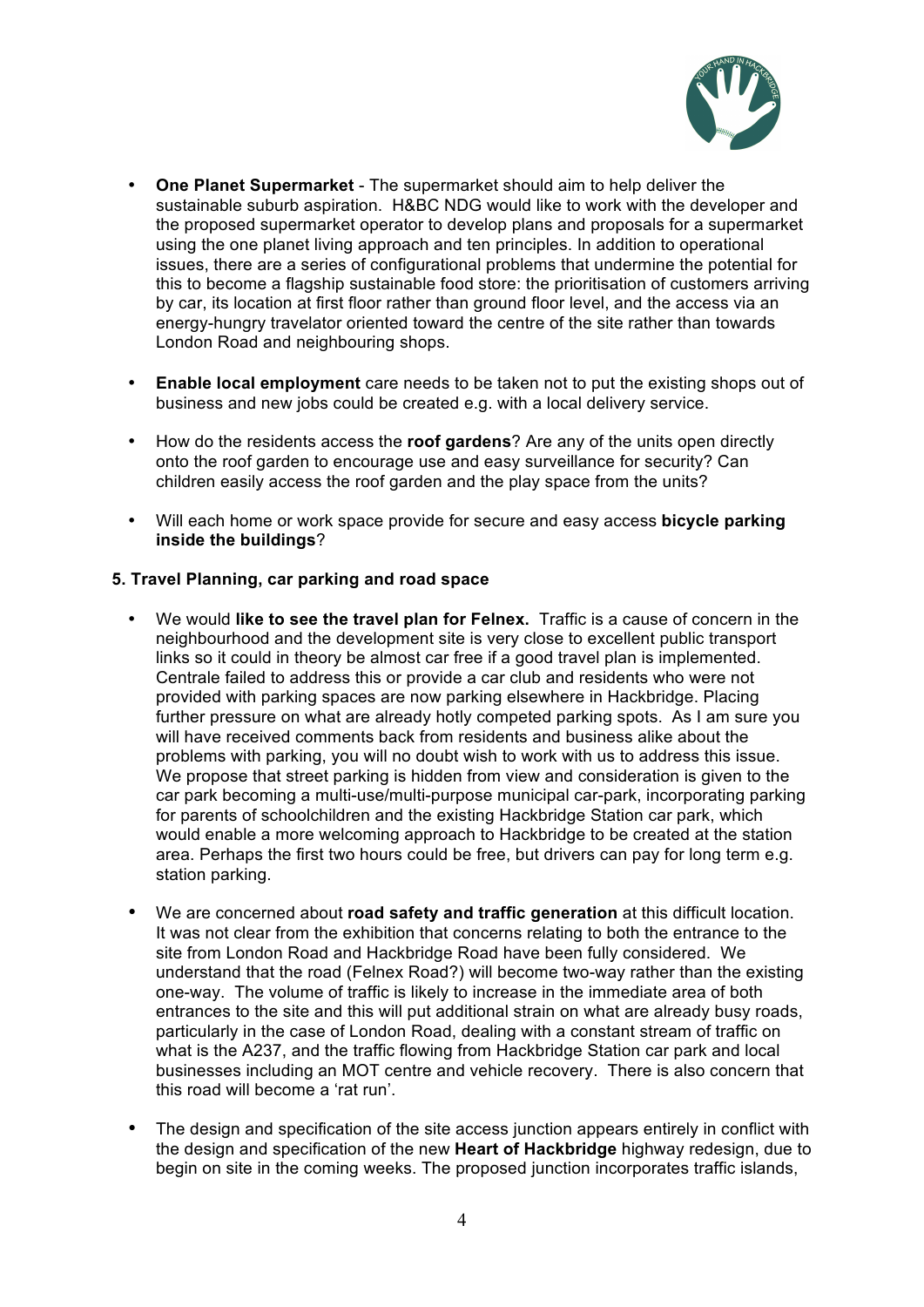- **One Planet Supermarket** - The supermarket should aim to help deliver the sustainable suburb aspiration. H&BC NDG would like to work with the developer and the proposed supermarket operator to develop plans and proposals for a supermarket using the one planet living approach and ten principles. In addition to operational issues, there are a series of configurational problems that undermine the potential for this to become a flagship sustainable food store: the prioritisation of customers arriving by car, its location at first floor rather than ground floor level, and the access via an energy-hungry travelator oriented toward the centre of the site rather than towards London Road and neighbouring shops.

- **Enable local employment** care needs to be taken not to put the existing shops out of business and new jobs could be created e.g. with a local delivery service.

- How do the residents access the **roof gardens**? Are any of the units open directly onto the roof garden to encourage use and easy surveillance for security? Can children easily access the roof garden and the play space from the units?

- Will each home or work space provide for secure and easy access **bicycle parking inside the buildings**?

**5. Travel Planning, car parking and road space**

- We would **like to see the travel plan for Felnex.** Traffic is a cause of concern in the neighbourhood and the development site is very close to excellent public transport links so it could in theory be almost car free if a good travel plan is implemented. Centrale failed to address this or provide a car club and residents who were not provided with parking spaces are now parking elsewhere in Hackbridge. Placing further pressure on what are already hotly competed parking spots. As I am sure you will have received comments back from residents and business alike about the problems with parking, you will no doubt wish to work with us to address this issue. We propose that street parking is hidden from view and consideration is given to the car park becoming a multi-use/multi-purpose municipal car-park, incorporating parking for parents of schoolchildren and the existing Hackbridge Station car park, which would enable a more welcoming approach to Hackbridge to be created at the station area. Perhaps the first two hours could be free, but drivers can pay for long term e.g. station parking.

- We are concerned about **road safety and traffic generation** at this difficult location. It was not clear from the exhibition that concerns relating to both the entrance to the site from London Road and Hackbridge Road have been fully considered. We understand that the road (Felnex Road?) will become two-way rather than the existing one-way. The volume of traffic is likely to increase in the immediate area of both entrances to the site and this will put additional strain on what are already busy roads, particularly in the case of London Road, dealing with a constant stream of traffic on what is the A237, and the traffic flowing from Hackbridge Station car park and local businesses including an MOT centre and vehicle recovery. There is also concern that this road will become a 'rat run'.

- The design and specification of the site access junction appears entirely in conflict with the design and specification of the new **Heart of Hackbridge** highway redesign, due to begin on site in the coming weeks. The proposed junction incorporates traffic islands,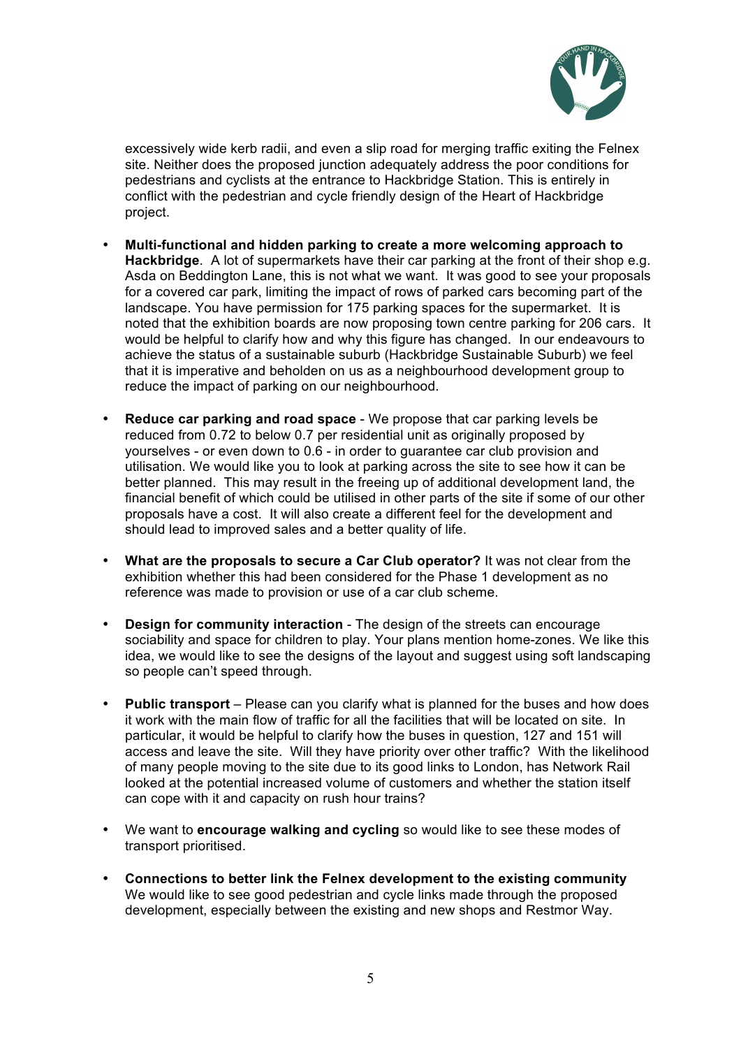excessively wide kerb radii, and even a slip road for merging traffic exiting the Felnex site. Neither does the proposed junction adequately address the poor conditions for pedestrians and cyclists at the entrance to Hackbridge Station. This is entirely in conflict with the pedestrian and cycle friendly design of the Heart of Hackbridge project.

- **Multi-functional and hidden parking to create a more welcoming approach to Hackbridge**. A lot of supermarkets have their car parking at the front of their shop e.g. Asda on Beddington Lane, this is not what we want. It was good to see your proposals for a covered car park, limiting the impact of rows of parked cars becoming part of the landscape. You have permission for 175 parking spaces for the supermarket. It is noted that the exhibition boards are now proposing town centre parking for 206 cars. It would be helpful to clarify how and why this figure has changed. In our endeavours to achieve the status of a sustainable suburb (Hackbridge Sustainable Suburb) we feel that it is imperative and beholden on us as a neighbourhood development group to reduce the impact of parking on our neighbourhood.

- **Reduce car parking and road space** - We propose that car parking levels be reduced from 0.72 to below 0.7 per residential unit as originally proposed by yourselves - or even down to 0.6 - in order to guarantee car club provision and utilisation. We would like you to look at parking across the site to see how it can be better planned. This may result in the freeing up of additional development land, the financial benefit of which could be utilised in other parts of the site if some of our other proposals have a cost. It will also create a different feel for the development and should lead to improved sales and a better quality of life.

- **What are the proposals to secure a Car Club operator?** It was not clear from the exhibition whether this had been considered for the Phase 1 development as no reference was made to provision or use of a car club scheme.

- **Design for community interaction** - The design of the streets can encourage sociability and space for children to play. Your plans mention home-zones. We like this idea, we would like to see the designs of the layout and suggest using soft landscaping so people can't speed through.

- **Public transport** – Please can you clarify what is planned for the buses and how does it work with the main flow of traffic for all the facilities that will be located on site. In particular, it would be helpful to clarify how the buses in question, 127 and 151 will access and leave the site. Will they have priority over other traffic? With the likelihood of many people moving to the site due to its good links to London, has Network Rail looked at the potential increased volume of customers and whether the station itself can cope with it and capacity on rush hour trains?

- We want to **encourage walking and cycling** so would like to see these modes of transport prioritised.

- **Connections to better link the Felnex development to the existing community** We would like to see good pedestrian and cycle links made through the proposed development, especially between the existing and new shops and Restmor Way.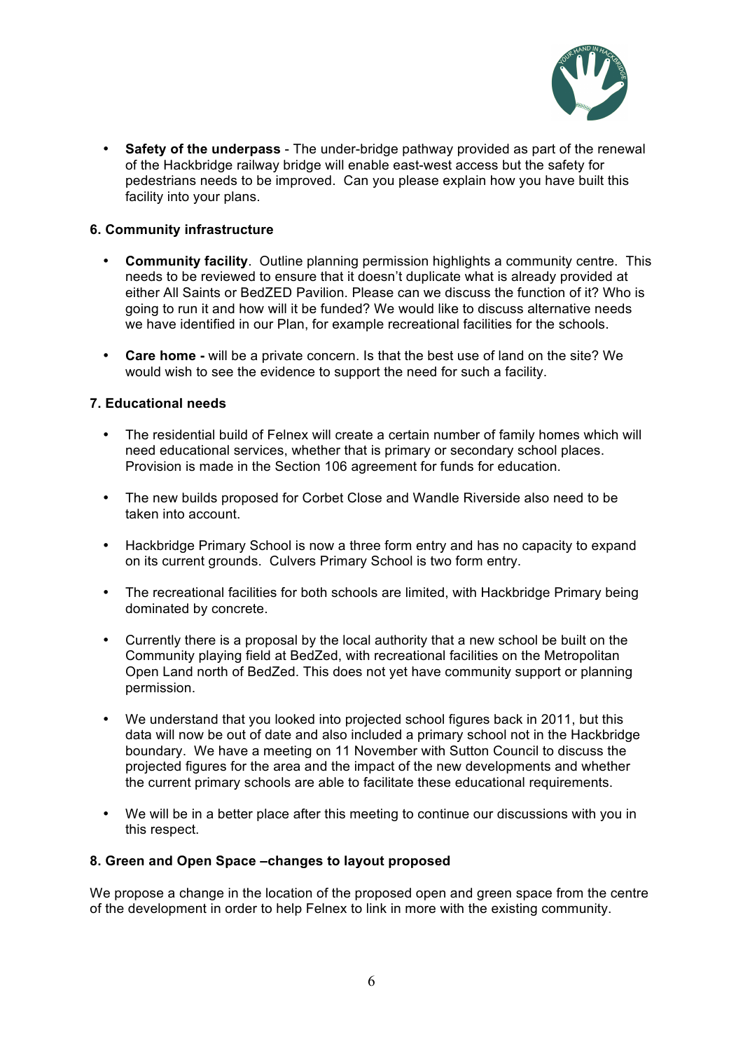- **Safety of the underpass** - The under-bridge pathway provided as part of the renewal of the Hackbridge railway bridge will enable east-west access but the safety for pedestrians needs to be improved. Can you please explain how you have built this facility into your plans.

### 6. Community infrastructure

- **Community facility**. Outline planning permission highlights a community centre. This needs to be reviewed to ensure that it doesn't duplicate what is already provided at either All Saints or BedZED Pavilion. Please can we discuss the function of it? Who is going to run it and how will it be funded? We would like to discuss alternative needs we have identified in our Plan, for example recreational facilities for the schools.

- **Care home -** will be a private concern. Is that the best use of land on the site? We would wish to see the evidence to support the need for such a facility.

### 7. Educational needs

- The residential build of Felnex will create a certain number of family homes which will need educational services, whether that is primary or secondary school places. Provision is made in the Section 106 agreement for funds for education.

- The new builds proposed for Corbet Close and Wandle Riverside also need to be taken into account.

- Hackbridge Primary School is now a three form entry and has no capacity to expand on its current grounds. Culvers Primary School is two form entry.

- The recreational facilities for both schools are limited, with Hackbridge Primary being dominated by concrete.

- Currently there is a proposal by the local authority that a new school be built on the Community playing field at BedZed, with recreational facilities on the Metropolitan Open Land north of BedZed. This does not yet have community support or planning permission.

- We understand that you looked into projected school figures back in 2011, but this data will now be out of date and also included a primary school not in the Hackbridge boundary. We have a meeting on 11 November with Sutton Council to discuss the projected figures for the area and the impact of the new developments and whether the current primary schools are able to facilitate these educational requirements.

- We will be in a better place after this meeting to continue our discussions with you in this respect.

### 8. Green and Open Space –changes to layout proposed

We propose a change in the location of the proposed open and green space from the centre of the development in order to help Felnex to link in more with the existing community.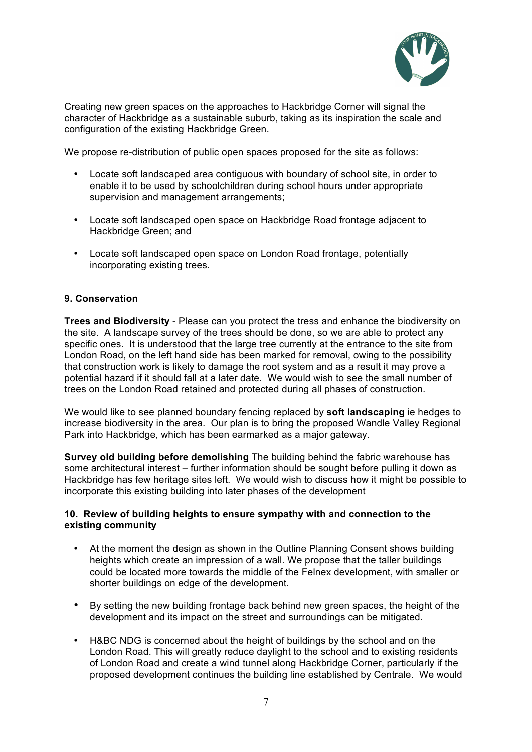Creating new green spaces on the approaches to Hackbridge Corner will signal the character of Hackbridge as a sustainable suburb, taking as its inspiration the scale and configuration of the existing Hackbridge Green.

We propose re-distribution of public open spaces proposed for the site as follows:

- Locate soft landscaped area contiguous with boundary of school site, in order to enable it to be used by schoolchildren during school hours under appropriate supervision and management arrangements;
- Locate soft landscaped open space on Hackbridge Road frontage adjacent to Hackbridge Green; and
- Locate soft landscaped open space on London Road frontage, potentially incorporating existing trees.

### 9. Conservation

**Trees and Biodiversity** - Please can you protect the tress and enhance the biodiversity on the site. A landscape survey of the trees should be done, so we are able to protect any specific ones. It is understood that the large tree currently at the entrance to the site from London Road, on the left hand side has been marked for removal, owing to the possibility that construction work is likely to damage the root system and as a result it may prove a potential hazard if it should fall at a later date. We would wish to see the small number of trees on the London Road retained and protected during all phases of construction.

We would like to see planned boundary fencing replaced by **soft landscaping** ie hedges to increase biodiversity in the area. Our plan is to bring the proposed Wandle Valley Regional Park into Hackbridge, which has been earmarked as a major gateway.

**Survey old building before demolishing** The building behind the fabric warehouse has some architectural interest – further information should be sought before pulling it down as Hackbridge has few heritage sites left. We would wish to discuss how it might be possible to incorporate this existing building into later phases of the development

### 10. Review of building heights to ensure sympathy with and connection to the existing community

- At the moment the design as shown in the Outline Planning Consent shows building heights which create an impression of a wall. We propose that the taller buildings could be located more towards the middle of the Felnex development, with smaller or shorter buildings on edge of the development.
- By setting the new building frontage back behind new green spaces, the height of the development and its impact on the street and surroundings can be mitigated.
- H&BC NDG is concerned about the height of buildings by the school and on the London Road. This will greatly reduce daylight to the school and to existing residents of London Road and create a wind tunnel along Hackbridge Corner, particularly if the proposed development continues the building line established by Centrale. We would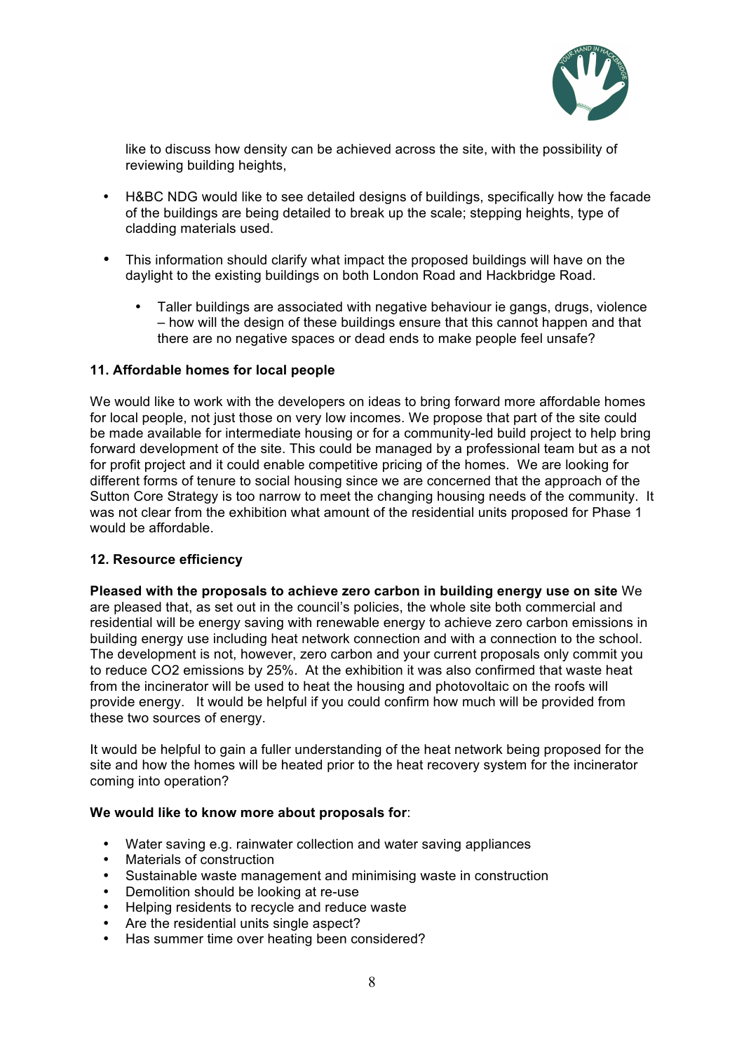like to discuss how density can be achieved across the site, with the possibility of reviewing building heights,

- H&BC NDG would like to see detailed designs of buildings, specifically how the facade of the buildings are being detailed to break up the scale; stepping heights, type of cladding materials used.
- This information should clarify what impact the proposed buildings will have on the daylight to the existing buildings on both London Road and Hackbridge Road.
  - Taller buildings are associated with negative behaviour ie gangs, drugs, violence – how will the design of these buildings ensure that this cannot happen and that there are no negative spaces or dead ends to make people feel unsafe?

**11. Affordable homes for local people**

We would like to work with the developers on ideas to bring forward more affordable homes for local people, not just those on very low incomes. We propose that part of the site could be made available for intermediate housing or for a community-led build project to help bring forward development of the site. This could be managed by a professional team but as a not for profit project and it could enable competitive pricing of the homes. We are looking for different forms of tenure to social housing since we are concerned that the approach of the Sutton Core Strategy is too narrow to meet the changing housing needs of the community. It was not clear from the exhibition what amount of the residential units proposed for Phase 1 would be affordable.

**12. Resource efficiency**

**Pleased with the proposals to achieve zero carbon in building energy use on site** We are pleased that, as set out in the council's policies, the whole site both commercial and residential will be energy saving with renewable energy to achieve zero carbon emissions in building energy use including heat network connection and with a connection to the school. The development is not, however, zero carbon and your current proposals only commit you to reduce $CO_2$ emissions by 25%. At the exhibition it was also confirmed that waste heat from the incinerator will be used to heat the housing and photovoltaic on the roofs will provide energy. It would be helpful if you could confirm how much will be provided from these two sources of energy.

It would be helpful to gain a fuller understanding of the heat network being proposed for the site and how the homes will be heated prior to the heat recovery system for the incinerator coming into operation?

**We would like to know more about proposals for**:

- Water saving e.g. rainwater collection and water saving appliances
- Materials of construction
- Sustainable waste management and minimising waste in construction
- Demolition should be looking at re-use
- Helping residents to recycle and reduce waste
- Are the residential units single aspect?
- Has summer time over heating been considered?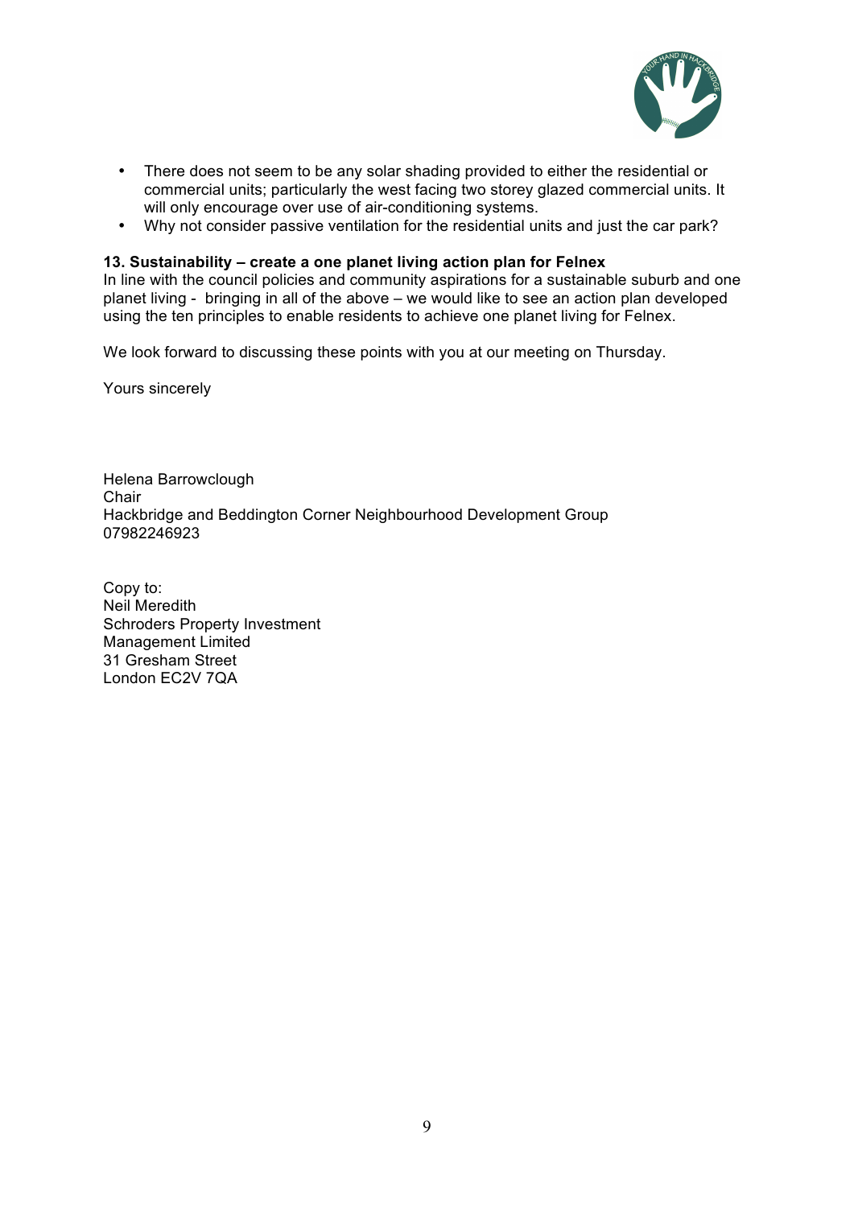- There does not seem to be any solar shading provided to either the residential or commercial units; particularly the west facing two storey glazed commercial units. It will only encourage over use of air-conditioning systems.
- Why not consider passive ventilation for the residential units and just the car park?

**13. Sustainability – create a one planet living action plan for Felnex**

In line with the council policies and community aspirations for a sustainable suburb and one planet living - bringing in all of the above – we would like to see an action plan developed using the ten principles to enable residents to achieve one planet living for Felnex.

We look forward to discussing these points with you at our meeting on Thursday.

Yours sincerely

Helena Barrowclough
Chair
Hackbridge and Beddington Corner Neighbourhood Development Group
07982246923

Copy to:
Neil Meredith
Schroders Property Investment
Management Limited
31 Gresham Street
London EC2V 7QA